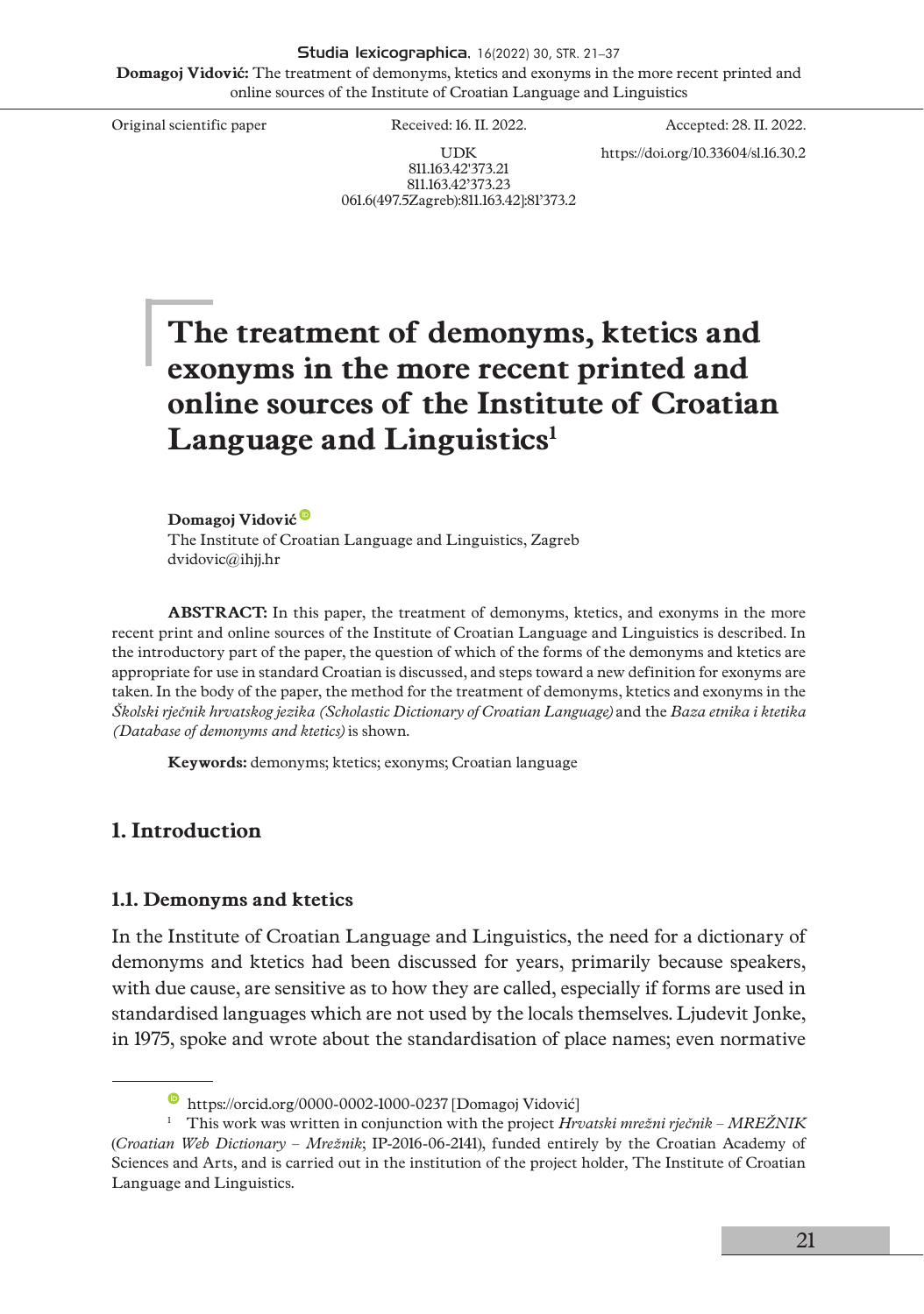Original scientific paper

Received: 16. II. 2022.

Accepted: 28. II. 2022.

UDK
811.163.42'373.21
811.163.42'373.23
061.6(497.5Zagreb):811.163.42]:81'373.2

https://doi.org/10.33604/sl.16.30.2

# The treatment of demonyms, ktetics and exonyms in the more recent printed and online sources of the Institute of Croatian Language and Linguistics[1]

**Domagoj Vidović**
The Institute of Croatian Language and Linguistics, Zagreb
dvidovic@ihjj.hr

**ABSTRACT:** In this paper, the treatment of demonyms, ktetics, and exonyms in the more recent print and online sources of the Institute of Croatian Language and Linguistics is described. In the introductory part of the paper, the question of which of the forms of the demonyms and ktetics are appropriate for use in standard Croatian is discussed, and steps toward a new definition for exonyms are taken. In the body of the paper, the method for the treatment of demonyms, ktetics and exonyms in the *Školski rječnik hrvatskog jezika (Scholastic Dictionary of Croatian Language)* and the *Baza etnika i ktetika (Database of demonyms and ktetics)* is shown.

**Keywords:** demonyms; ktetics; exonyms; Croatian language

## 1. Introduction

### 1.1. Demonyms and ktetics

In the Institute of Croatian Language and Linguistics, the need for a dictionary of demonyms and ktetics had been discussed for years, primarily because speakers, with due cause, are sensitive as to how they are called, especially if forms are used in standardised languages which are not used by the locals themselves. Ljudevit Jonke, in 1975, spoke and wrote about the standardisation of place names; even normative

---

https://orcid.org/0000-0002-1000-0237 [Domagoj Vidović]

[1] This work was written in conjunction with the project *Hrvatski mrežni rječnik – MREŽNIK* (*Croatian Web Dictionary – Mrežnik*; IP-2016-06-2141), funded entirely by the Croatian Academy of Sciences and Arts, and is carried out in the institution of the project holder, The Institute of Croatian Language and Linguistics.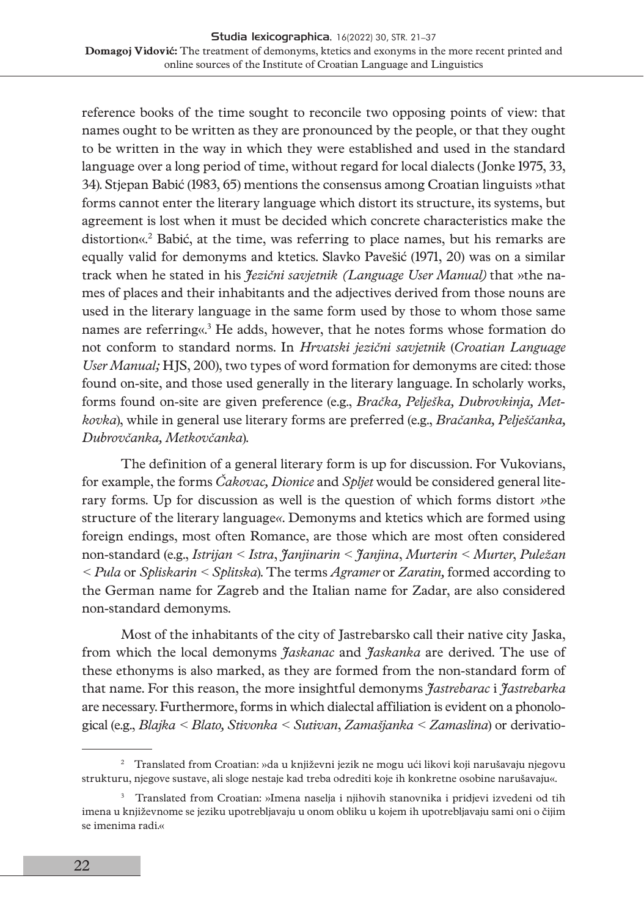reference books of the time sought to reconcile two opposing points of view: that names ought to be written as they are pronounced by the people, or that they ought to be written in the way in which they were established and used in the standard language over a long period of time, without regard for local dialects (Jonke 1975, 33, 34). Stjepan Babić (1983, 65) mentions the consensus among Croatian linguists »that forms cannot enter the literary language which distort its structure, its systems, but agreement is lost when it must be decided which concrete characteristics make the distortion«.[2] Babić, at the time, was referring to place names, but his remarks are equally valid for demonyms and ktetics. Slavko Pavešić (1971, 20) was on a similar track when he stated in his *Jezični savjetnik (Language User Manual)* that »the names of places and their inhabitants and the adjectives derived from those nouns are used in the literary language in the same form used by those to whom those same names are referring«.[3] He adds, however, that he notes forms whose formation do not conform to standard norms. In *Hrvatski jezični savjetnik* (*Croatian Language User Manual;* HJS, 200), two types of word formation for demonyms are cited: those found on-site, and those used generally in the literary language. In scholarly works, forms found on-site are given preference (e.g., *Bračka, Pelješka, Dubrovkinja, Metkovka*), while in general use literary forms are preferred (e.g., *Bračanka, Pelješčanka, Dubrovčanka, Metkovčanka*).

The definition of a general literary form is up for discussion. For Vukovians, for example, the forms *Čakovac, Dionice* and *Spljet* would be considered general literary forms. Up for discussion as well is the question of which forms distort »the structure of the literary language«. Demonyms and ktetics which are formed using foreign endings, most often Romance, are those which are most often considered non-standard (e.g., *Istrijan* < *Istra*, *Janjinarin* < *Janjina*, *Murterin* < *Murter*, *Puležan* < *Pula* or *Spliskarin* < *Splitska*). The terms *Agramer* or *Zaratin,* formed according to the German name for Zagreb and the Italian name for Zadar, are also considered non-standard demonyms.

Most of the inhabitants of the city of Jastrebarsko call their native city Jaska, from which the local demonyms *Jaskanac* and *Jaskanka* are derived. The use of these ethonyms is also marked, as they are formed from the non-standard form of that name. For this reason, the more insightful demonyms *Jastrebarac* i *Jastrebarka* are necessary. Furthermore, forms in which dialectal affiliation is evident on a phonological (e.g., *Blajka* < *Blato, Stivonka* < *Sutivan*, *Zamašjanka* < *Zamaslina*) or derivatio-

---

[2] Translated from Croatian: »da u književni jezik ne mogu ući likovi koji narušavaju njegovu strukturu, njegove sustave, ali sloge nestaje kad treba odrediti koje ih konkretne osobine narušavaju«.

[3] Translated from Croatian: »Imena naselja i njihovih stanovnika i pridjevi izvedeni od tih imena u književnome se jeziku upotrebljavaju u onom obliku u kojem ih upotrebljavaju sami oni o čijim se imenima radi.«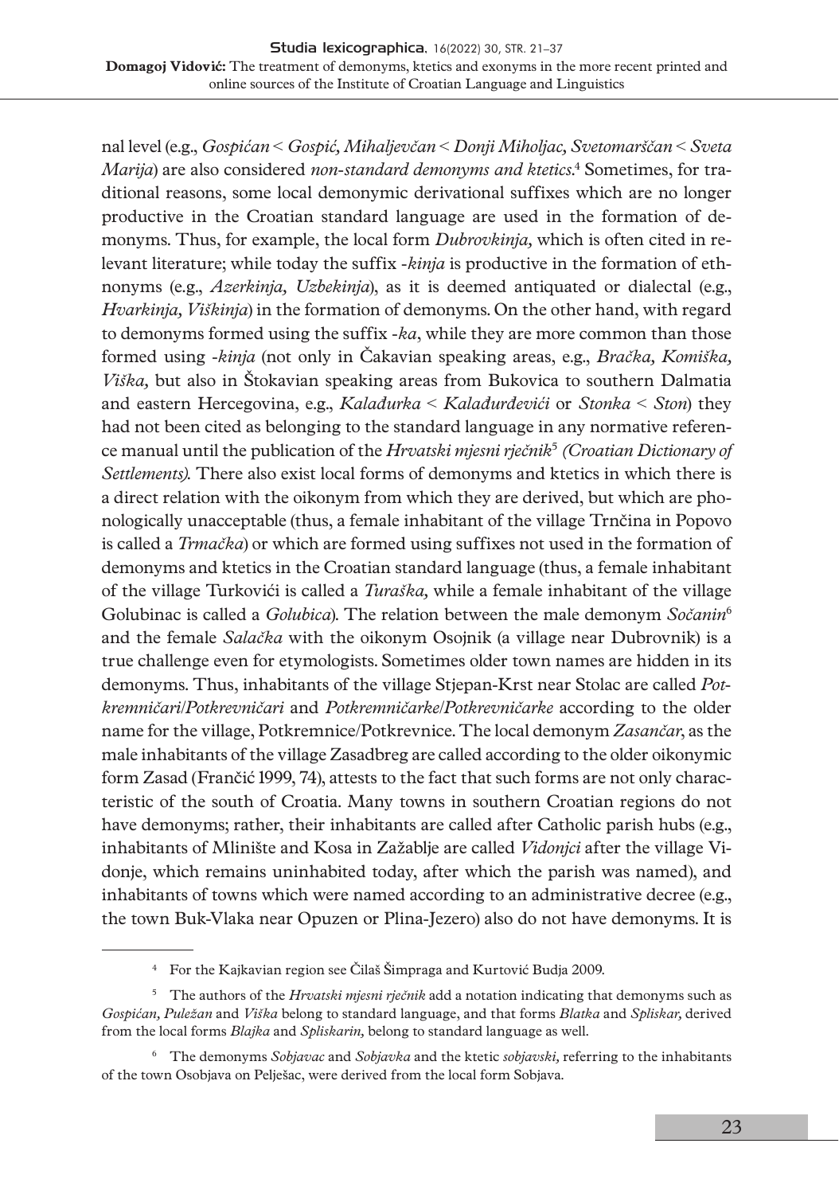nal level (e.g., *Gospićan* < *Gospić, Mihaljevčan* < *Donji Miholjac, Svetomarščan* < *Sveta Marija*) are also considered *non-standard demonyms and ktetics*.[4] Sometimes, for traditional reasons, some local demonymic derivational suffixes which are no longer productive in the Croatian standard language are used in the formation of demonyms. Thus, for example, the local form *Dubrovkinja,* which is often cited in relevant literature; while today the suffix -*kinja* is productive in the formation of ethnonyms (e.g., *Azerkinja, Uzbekinja*), as it is deemed antiquated or dialectal (e.g., *Hvarkinja, Viškinja*) in the formation of demonyms. On the other hand, with regard to demonyms formed using the suffix -*ka*, while they are more common than those formed using -*kinja* (not only in Čakavian speaking areas, e.g., *Bračka, Komiška, Viška,* but also in Štokavian speaking areas from Bukovica to southern Dalmatia and eastern Hercegovina, e.g., *Kalađurka* < *Kalađurđevići* or *Stonka* < *Ston*) they had not been cited as belonging to the standard language in any normative reference manual until the publication of the *Hrvatski mjesni rječnik*[5] *(Croatian Dictionary of Settlements).* There also exist local forms of demonyms and ktetics in which there is a direct relation with the oikonym from which they are derived, but which are phonologically unacceptable (thus, a female inhabitant of the village Trnčina in Popovo is called a *Trmačka*) or which are formed using suffixes not used in the formation of demonyms and ktetics in the Croatian standard language (thus, a female inhabitant of the village Turkovići is called a *Turaška,* while a female inhabitant of the village Golubinac is called a *Golubica*). The relation between the male demonym *Sočanin*[6] and the female *Salačka* with the oikonym Osojnik (a village near Dubrovnik) is a true challenge even for etymologists. Sometimes older town names are hidden in its demonyms. Thus, inhabitants of the village Stjepan-Krst near Stolac are called *Potkremničari*/*Potkrevničari* and *Potkremničarke*/*Potkrevničarke* according to the older name for the village, Potkremnice/Potkrevnice. The local demonym *Zasančar*, as the male inhabitants of the village Zasadbreg are called according to the older oikonymic form Zasad (Frančić 1999, 74), attests to the fact that such forms are not only characteristic of the south of Croatia. Many towns in southern Croatian regions do not have demonyms; rather, their inhabitants are called after Catholic parish hubs (e.g., inhabitants of Mlinište and Kosa in Zažablje are called *Vidonjci* after the village Vidonje, which remains uninhabited today, after which the parish was named), and inhabitants of towns which were named according to an administrative decree (e.g., the town Buk-Vlaka near Opuzen or Plina-Jezero) also do not have demonyms. It is

---

[4] For the Kajkavian region see Čilaš Šimpraga and Kurtović Budja 2009.

[5] The authors of the *Hrvatski mjesni rječnik* add a notation indicating that demonyms such as *Gospićan, Puležan* and *Viška* belong to standard language, and that forms *Blatka* and *Spliskar,* derived from the local forms *Blajka* and *Spliskarin,* belong to standard language as well.

[6] The demonyms *Sobjavac* and *Sobjavka* and the ktetic *sobjavski,* referring to the inhabitants of the town Osobjava on Pelješac, were derived from the local form Sobjava.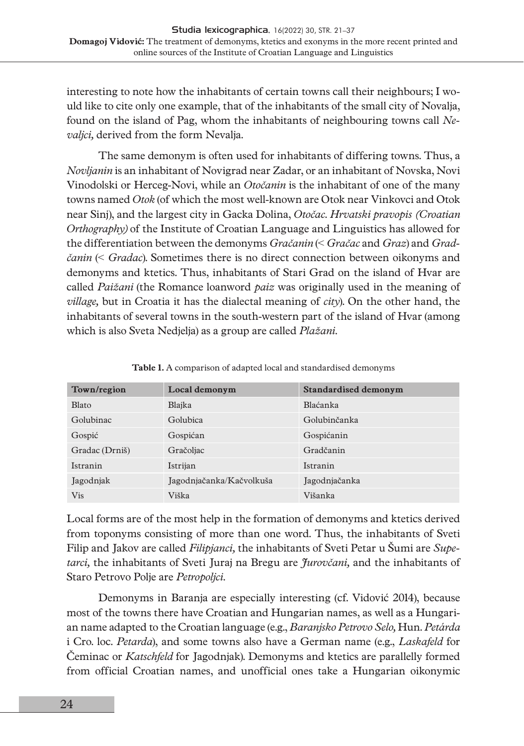interesting to note how the inhabitants of certain towns call their neighbours; I would like to cite only one example, that of the inhabitants of the small city of Novalja, found on the island of Pag, whom the inhabitants of neighbouring towns call *Nevaljci,* derived from the form Nevalja.

The same demonym is often used for inhabitants of differing towns. Thus, a *Novljanin* is an inhabitant of Novigrad near Zadar, or an inhabitant of Novska, Novi Vinodolski or Herceg-Novi, while an *Otočanin* is the inhabitant of one of the many towns named *Otok* (of which the most well-known are Otok near Vinkovci and Otok near Sinj), and the largest city in Gacka Dolina, *Otočac*. *Hrvatski pravopis (Croatian Orthography)* of the Institute of Croatian Language and Linguistics has allowed for the differentiation between the demonyms *Gračanin* (< *Gračac* and *Graz*) and *Gradčanin* (< *Gradac*). Sometimes there is no direct connection between oikonyms and demonyms and ktetics. Thus, inhabitants of Stari Grad on the island of Hvar are called *Paižani* (the Romance loanword *paiz* was originally used in the meaning of *village,* but in Croatia it has the dialectal meaning of *city*). On the other hand, the inhabitants of several towns in the south-western part of the island of Hvar (among which is also Sveta Nedjelja) as a group are called *Plažani*.

**Table 1.** A comparison of adapted local and standardised demonyms

| Town/region | Local demonym | Standardised demonym |
|---|---|---|
| Blato | Blajka | Blaćanka |
| Golubinac | Golubica | Golubinčanka |
| Gospić | Gospićan | Gospićanin |
| Gradac (Drniš) | Gračoljac | Gradčanin |
| Istranin | Istrijan | Istranin |
| Jagodnjak | Jagodnjačanka/Kačvolkuša | Jagodnjačanka |
| Vis | Viška | Višanka |

Local forms are of the most help in the formation of demonyms and ktetics derived from toponyms consisting of more than one word. Thus, the inhabitants of Sveti Filip and Jakov are called *Filipjanci,* the inhabitants of Sveti Petar u Šumi are *Supetarci,* the inhabitants of Sveti Juraj na Bregu are *Jurovčani,* and the inhabitants of Staro Petrovo Polje are *Petropoljci*.

Demonyms in Baranja are especially interesting (cf. Vidović 2014), because most of the towns there have Croatian and Hungarian names, as well as a Hungarian name adapted to the Croatian language (e.g., *Baranjsko Petrovo Selo,* Hun. *Petárda* i Cro. loc. *Petarda*), and some towns also have a German name (e.g., *Laskafeld* for Čeminac or *Katschfeld* for Jagodnjak). Demonyms and ktetics are parallelly formed from official Croatian names, and unofficial ones take a Hungarian oikonymic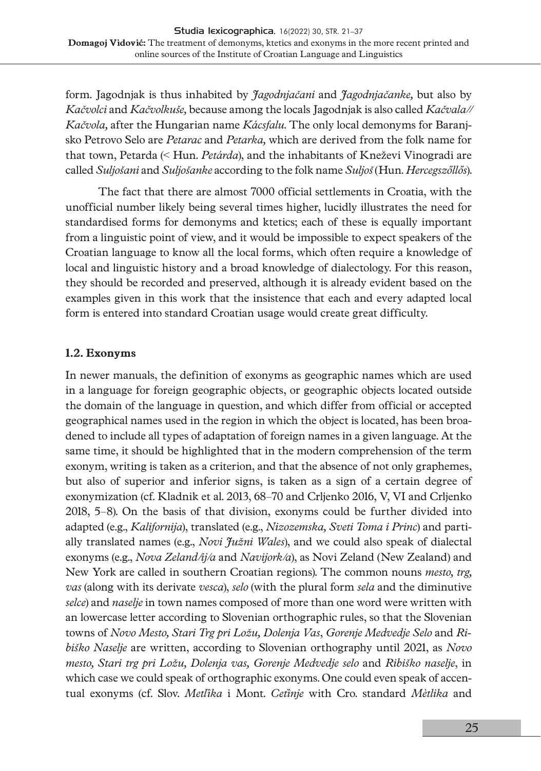form. Jagodnjak is thus inhabited by *Jagodnjačani* and *Jagodnjačanke,* but also by *Kačvolci* and *Kačvolkuše,* because among the locals Jagodnjak is also called *Kačvala// Kačvola,* after the Hungarian name *Kácsfalu*. The only local demonyms for Baranjsko Petrovo Selo are *Petarac* and *Petarka,* which are derived from the folk name for that town, Petarda (< Hun. *Petárda*), and the inhabitants of Kneževi Vinogradi are called *Suljošani* and *Suljošanke* according to the folk name *Suljoš* (Hun. *Hercegszőllős*).

The fact that there are almost 7000 official settlements in Croatia, with the unofficial number likely being several times higher, lucidly illustrates the need for standardised forms for demonyms and ktetics; each of these is equally important from a linguistic point of view, and it would be impossible to expect speakers of the Croatian language to know all the local forms, which often require a knowledge of local and linguistic history and a broad knowledge of dialectology. For this reason, they should be recorded and preserved, although it is already evident based on the examples given in this work that the insistence that each and every adapted local form is entered into standard Croatian usage would create great difficulty.

### 1.2. Exonyms

In newer manuals, the definition of exonyms as geographic names which are used in a language for foreign geographic objects, or geographic objects located outside the domain of the language in question, and which differ from official or accepted geographical names used in the region in which the object is located, has been broadened to include all types of adaptation of foreign names in a given language. At the same time, it should be highlighted that in the modern comprehension of the term exonym, writing is taken as a criterion, and that the absence of not only graphemes, but also of superior and inferior signs, is taken as a sign of a certain degree of exonymization (cf. Kladnik et al. 2013, 68–70 and Crljenko 2016, V, VI and Crljenko 2018, 5–8). On the basis of that division, exonyms could be further divided into adapted (e.g., *Kalifornija*), translated (e.g., *Nizozemska, Sveti Toma i Princ*) and partially translated names (e.g., *Novi Južni Wales*), and we could also speak of dialectal exonyms (e.g., *Nova Zeland/ij/a* and *Navijork/a*), as Novi Zeland (New Zealand) and New York are called in southern Croatian regions). The common nouns *mesto, trg, vas* (along with its derivate *vesca*), *selo* (with the plural form *sela* and the diminutive *selce*) and *naselje* in town names composed of more than one word were written with an lowercase letter according to Slovenian orthographic rules, so that the Slovenian towns of *Novo Mesto, Stari Trg pri Ložu, Dolenja Vas*, *Gorenje Medvedje Selo* and *Ribiško Naselje* are written, according to Slovenian orthography until 2021, as *Novo mesto, Stari trg pri Ložu, Dolenja vas, Gorenje Medvedje selo* and *Ribiško naselje*, in which case we could speak of orthographic exonyms. One could even speak of accentual exonyms (cf. Slov. *Metlìka* i Mont. *Cetȉnje* with Cro. standard *Mètlika* and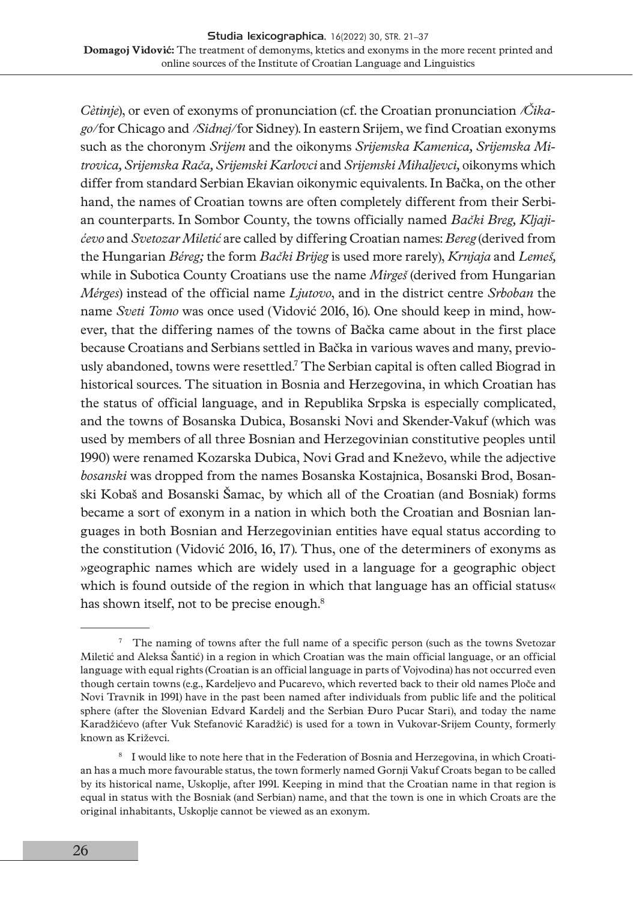*Cètinje*), or even of exonyms of pronunciation (cf. the Croatian pronunciation */Čikago/* for Chicago and */Sidnej/* for Sidney). In eastern Srijem, we find Croatian exonyms such as the choronym *Srijem* and the oikonyms *Srijemska Kamenica, Srijemska Mitrovica, Srijemska Rača, Srijemski Karlovci* and *Srijemski Mihaljevci,* oikonyms which differ from standard Serbian Ekavian oikonymic equivalents. In Bačka, on the other hand, the names of Croatian towns are often completely different from their Serbian counterparts. In Sombor County, the towns officially named *Bački Breg, Kljajićevo* and *Svetozar Miletić* are called by differing Croatian names: *Bereg* (derived from the Hungarian *Béreg;* the form *Bački Brijeg* is used more rarely), *Krnjaja* and *Lemeš,* while in Subotica County Croatians use the name *Mirgeš* (derived from Hungarian *Mérges*) instead of the official name *Ljutovo*, and in the district centre *Srboban* the name *Sveti Tomo* was once used (Vidović 2016, 16). One should keep in mind, however, that the differing names of the towns of Bačka came about in the first place because Croatians and Serbians settled in Bačka in various waves and many, previously abandoned, towns were resettled.[7] The Serbian capital is often called Biograd in historical sources. The situation in Bosnia and Herzegovina, in which Croatian has the status of official language, and in Republika Srpska is especially complicated, and the towns of Bosanska Dubica, Bosanski Novi and Skender-Vakuf (which was used by members of all three Bosnian and Herzegovinian constitutive peoples until 1990) were renamed Kozarska Dubica, Novi Grad and Kneževo, while the adjective *bosanski* was dropped from the names Bosanska Kostajnica, Bosanski Brod, Bosanski Kobaš and Bosanski Šamac, by which all of the Croatian (and Bosniak) forms became a sort of exonym in a nation in which both the Croatian and Bosnian languages in both Bosnian and Herzegovinian entities have equal status according to the constitution (Vidović 2016, 16, 17). Thus, one of the determiners of exonyms as »geographic names which are widely used in a language for a geographic object which is found outside of the region in which that language has an official status« has shown itself, not to be precise enough.[8]

---

[7] The naming of towns after the full name of a specific person (such as the towns Svetozar Miletić and Aleksa Šantić) in a region in which Croatian was the main official language, or an official language with equal rights (Croatian is an official language in parts of Vojvodina) has not occurred even though certain towns (e.g., Kardeljevo and Pucarevo, which reverted back to their old names Ploče and Novi Travnik in 1991) have in the past been named after individuals from public life and the political sphere (after the Slovenian Edvard Kardelj and the Serbian Đuro Pucar Stari), and today the name Karadžićevo (after Vuk Stefanović Karadžić) is used for a town in Vukovar-Srijem County, formerly known as Križevci.

[8] I would like to note here that in the Federation of Bosnia and Herzegovina, in which Croatian has a much more favourable status, the town formerly named Gornji Vakuf Croats began to be called by its historical name, Uskoplje, after 1991. Keeping in mind that the Croatian name in that region is equal in status with the Bosniak (and Serbian) name, and that the town is one in which Croats are the original inhabitants, Uskoplje cannot be viewed as an exonym.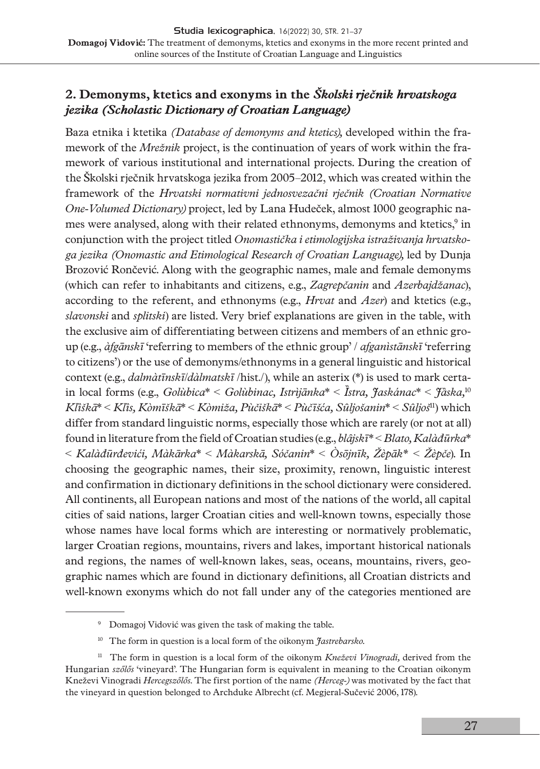## 2. Demonyms, ktetics and exonyms in the *Školski rječnik hrvatskoga jezika (Scholastic Dictionary of Croatian Language)*

Baza etnika i ktetika *(Database of demonyms and ktetics),* developed within the framework of the *Mrežnik* project, is the continuation of years of work within the framework of various institutional and international projects. During the creation of the Školski rječnik hrvatskoga jezika from 2005–2012, which was created within the framework of the *Hrvatski normativni jednosvezačni rječnik (Croatian Normative One-Volumed Dictionary)* project, led by Lana Hudeček, almost 1000 geographic names were analysed, along with their related ethnonyms, demonyms and ktetics,[9] in conjunction with the project titled *Onomastička i etimologijska istraživanja hrvatskoga jezika (Onomastic and Etimological Research of Croatian Language),* led by Dunja Brozović Rončević. Along with the geographic names, male and female demonyms (which can refer to inhabitants and citizens, e.g., *Zagrepčanin* and *Azerbajdžanac*), according to the referent, and ethnonyms (e.g., *Hrvat* and *Azer*) and ktetics (e.g., *slavonski* and *splitski*) are listed. Very brief explanations are given in the table, with the exclusive aim of differentiating between citizens and members of an ethnic group (e.g., *àfgānskī* 'referring to members of the ethnic group' / *afganìstānskī* 'referring to citizens') or the use of demonyms/ethnonyms in a general linguistic and historical context (e.g., *dalmàtīnskī*/*dàlmatskī* /hist./), while an asterix (*) is used to mark certain local forms (e.g., *Golùbica* < Golùbinac, Istrìjānka* < Ȉstra, Jaskánac* < Jàska,*[10] *Klȉškā* < Klȉs, Kòmīškā* < Kòmiža, Pùčīškā* < Pùčīšća, Sȗljošanin* < Sȗljoš*[11]) which differ from standard linguistic norms, especially those which are rarely (or not at all) found in literature from the field of Croatian studies (e.g., *blȃjskī* < Blato, Kalàđūrka* < Kalàđūrđevići, Màkārka* < Màkarskā, Sóčanin* < Òsōjnīk, Žèpāk* < Žèpče*). In choosing the geographic names, their size, proximity, renown, linguistic interest and confirmation in dictionary definitions in the school dictionary were considered. All continents, all European nations and most of the nations of the world, all capital cities of said nations, larger Croatian cities and well-known towns, especially those whose names have local forms which are interesting or normatively problematic, larger Croatian regions, mountains, rivers and lakes, important historical nationals and regions, the names of well-known lakes, seas, oceans, mountains, rivers, geographic names which are found in dictionary definitions, all Croatian districts and well-known exonyms which do not fall under any of the categories mentioned are

---

[9] Domagoj Vidović was given the task of making the table.

[10] The form in question is a local form of the oikonym *Jastrebarsko.*

[11] The form in question is a local form of the oikonym *Kneževi Vinogradi,* derived from the Hungarian *szőlős* 'vineyard'. The Hungarian form is equivalent in meaning to the Croatian oikonym Kneževi Vinogradi *Hercegszőlős*. The first portion of the name *(Herceg-)* was motivated by the fact that the vineyard in question belonged to Archduke Albrecht (cf. Megjeral-Sučević 2006, 178).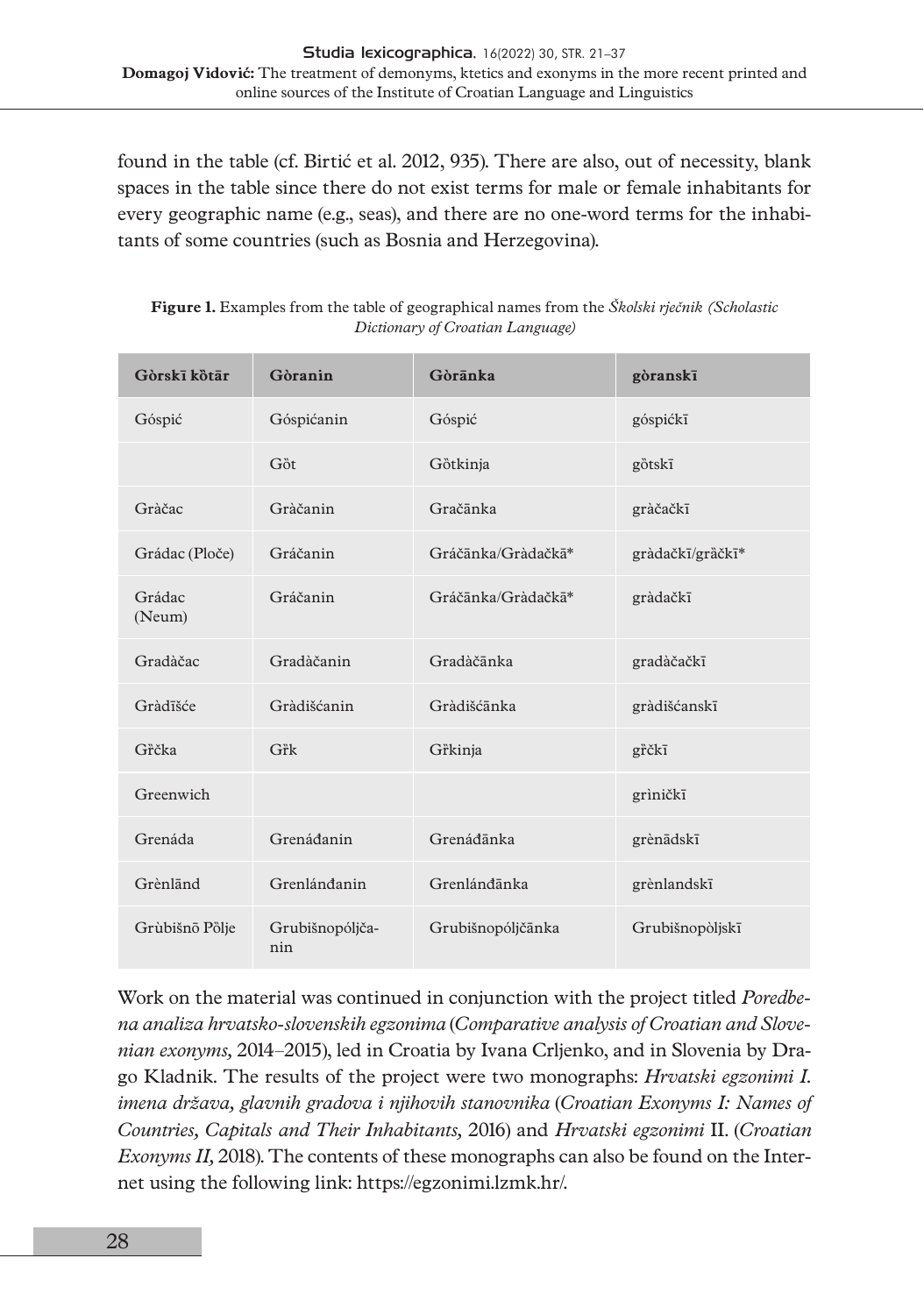found in the table (cf. Birtić et al. 2012, 935). There are also, out of necessity, blank spaces in the table since there do not exist terms for male or female inhabitants for every geographic name (e.g., seas), and there are no one-word terms for the inhabitants of some countries (such as Bosnia and Herzegovina).

**Figure 1.** Examples from the table of geographical names from the *Školski rječnik (Scholastic Dictionary of Croatian Language)*

| **Gòrskī kȍtār** | **Gòranin** | **Gòrānka** | **gòranskī** |
|---|---|---|---|
| Góspić | Góspićanin | Góspić | góspićkī |
| | Gȍt | Gȍtkinja | gȍtskī |
| Gràčac | Gràčanin | Gračānka | gràčačkī |
| Grádac (Ploče) | Gráčanin | Gráčānka/Gràdačkā* | gràdačkī/grȁčkī* |
| Grádac (Neum) | Gráčanin | Gráčānka/Gràdačkā* | gràdačkī |
| Gradàčac | Gradàčanin | Gradàčānka | gradàčačkī |
| Gràdīšće | Gràdišćanin | Gràdišćānka | gràdišćanskī |
| Gȑčka | Gȑk | Gȑkinja | gȑčkī |
| Greenwich | | | grìničkī |
| Grenáda | Grenáđanin | Grenáđānka | grènādskī |
| Grènlānd | Grenlánđanin | Grenlánđānka | grènlandskī |
| Grùbišnō Pȍlje | Grubišnopóljčanin | Grubišnopóljčānka | Grubišnopòljskī |

Work on the material was continued in conjunction with the project titled *Poredbena analiza hrvatsko-slovenskih egzonima* (*Comparative analysis of Croatian and Slovenian exonyms,* 2014–2015), led in Croatia by Ivana Crljenko, and in Slovenia by Drago Kladnik. The results of the project were two monographs: *Hrvatski egzonimi I. imena država, glavnih gradova i njihovih stanovnika* (*Croatian Exonyms I: Names of Countries, Capitals and Their Inhabitants,* 2016) and *Hrvatski egzonimi* II. (*Croatian Exonyms II,* 2018). The contents of these monographs can also be found on the Internet using the following link: https://egzonimi.lzmk.hr/.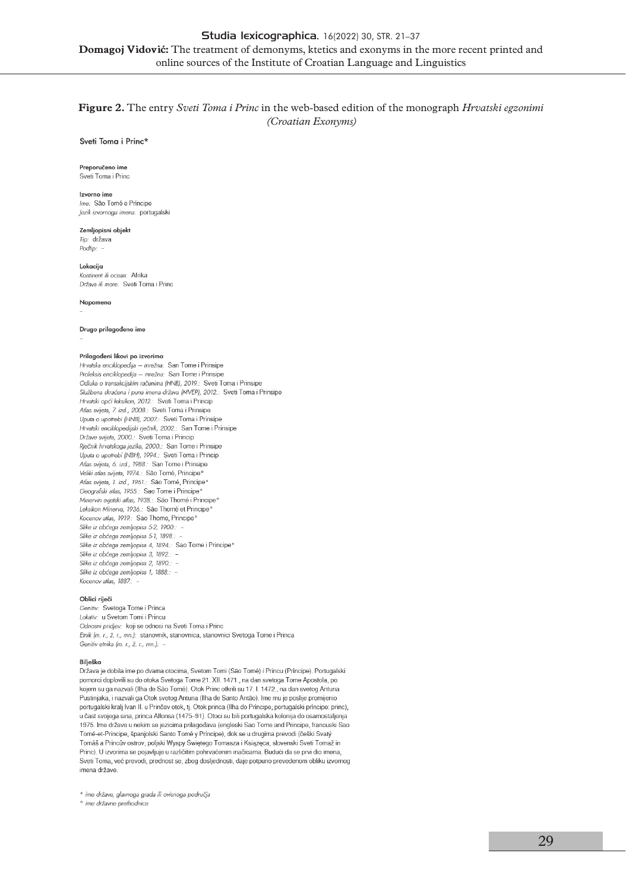**Figure 2.** The entry *Sveti Toma i Princ* in the web-based edition of the monograph *Hrvatski egzonimi (Croatian Exonyms)*

**Sveti Toma i Princ***

**Preporučeno ime**
Sveti Toma i Princ

**Izvorno ime**
*Ime:* São Tomé e Príncipe
*Jezik izvornoga imena:* portugalski

**Zemljopisni objekt**
*Tip:* država
*Podtip:* –

**Lokacija**
*Kontinent ili ocean:* Afrika
*Država ili more:* Sveti Toma i Princ

**Napomena**
–

**Drugo prilagođeno ime**
–

**Prilagođeni likovi po izvorima**
*Hrvatska enciklopedija – mrežna:* San Tome i Prinsipe
*Proleksis enciklopedija – mrežna:* San Tome i Prinsipe
*Odluka o transakcijskim računima (HNB), 2019.:* Sveti Toma i Prinsipe
*Službena skraćena i puna imena država (MVEP), 2012.:* Sveti Toma i Prinsipe
*Hrvatski opći leksikon, 2012.:* Sveti Toma i Princip
*Atlas svijeta, 7. izd., 2008.:* Sveti Toma i Prinsipe
*Uputa o upotrebi (HNB), 2007.:* Sveti Toma i Prinsipe
*Hrvatski enciklopedijski rječnik, 2002.:* San Tome i Prinsipe
*Države svijeta, 2000.:* Sveti Toma i Princip
*Rječnik hrvatskoga jezika, 2000.:* San Tome i Prinsipe
*Uputa o upotrebi (NBH), 1994.:* Sveti Toma i Princip
*Atlas svijeta, 6. izd., 1988.:* San Tome i Prinsipe
*Veliki atlas svijeta, 1974.:* São Tomé, Principe°
*Atlas svijeta, 1. izd., 1961.:* São Tomé, Príncipe°
*Geografski atlas, 1955.:* Sao Tome i Principe°
*Minervin svjetski atlas, 1938.:* São Thomé i Principe°
*Leksikon Minerva, 1936.:* São Thomé et Principe°
*Kocenov atlas, 1919.:* Sao Thome, Principe°
*Slike iz občega zemljopisa 5-2, 1900.:* –
*Slike iz občega zemljopisa 5-1, 1898.:* –
*Slike iz občega zemljopisa 4, 1894.:* Sao Tome i Principe°
*Slike iz občega zemljopisa 3, 1892.:* –
*Slike iz občega zemljopisa 2, 1890.:* –
*Slike iz občega zemljopisa 1, 1888.:* –
*Kocenov atlas, 1887.:* –

**Oblici riječi**
*Genitiv:* Svetoga Tome i Princa
*Lokativ:* u Svetom Tomi i Princu
*Odnosni pridjev:* koji se odnosi na Sveti Toma i Princ
*Etnik (m. r., ž. r., mn.):* stanovnik, stanovnica, stanovnici Svetoga Tome i Princa
*Genitiv etnika (m. r., ž. r., mn.):* –

**Bilješka**
Država je dobila ime po dvama otocima, Svetom Tomi (São Tomé) i Princu (Príncipe). Portugalski pomorci doplovili su do otoka Svetoga Tome 21. XII. 1471., na dan svetoga Tome Apostola, po kojem su ga nazvali (Ilha de São Tomé). Otok Princ otkrili su 17. I. 1472., na dan svetoga Antuna Pustinjaka, i nazvali ga Otok svetog Antuna (Ilha de Santo Antão). Ime mu je poslije promijenio portugalski kralj Ivan II. u Prinčev otok, tj. Otok princa (Ilha do Príncipe, portugalski príncipe: princ), u čast svojega sina, princa Alfonsa (1475–91). Otoci su bili portugalska kolonija do osamostaljenja 1975. Ime države u nekim se jezicima prilagođava (engleski Sao Tome and Principe, francuski Sao Tomé-et-Principe, španjolski Santo Tomé y Príncipe), dok se u drugima prevodi (češki Svatý Tomáš a Princův ostrov, poljski Wyspy Świętego Tomasza i Książęca, slovenski Sveti Tomaž in Princ). U izvorima se pojavljuje u različitim pohrvaćenim inačicama. Budući da se prvi dio imena, Sveti Toma, već prevodi, prednost se, zbog dosljednosti, daje potpuno prevedenom obliku izvornog imena države.

\* ime države, glavnoga grada ili ovisnoga područja
° ime državne prethodnice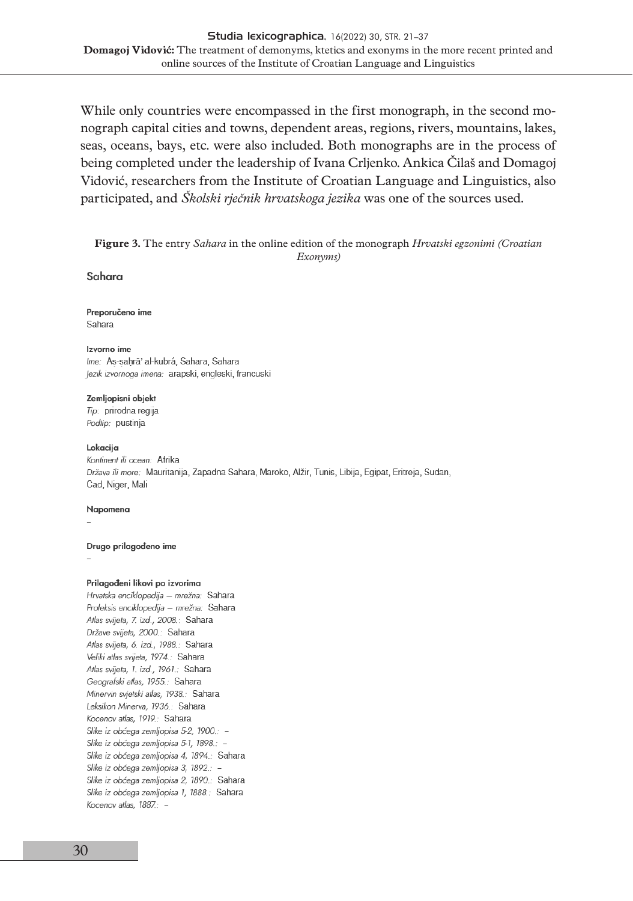While only countries were encompassed in the first monograph, in the second monograph capital cities and towns, dependent areas, regions, rivers, mountains, lakes, seas, oceans, bays, etc. were also included. Both monographs are in the process of being completed under the leadership of Ivana Crljenko. Ankica Čilaš and Domagoj Vidović, researchers from the Institute of Croatian Language and Linguistics, also participated, and *Školski rječnik hrvatskoga jezika* was one of the sources used.

**Figure 3.** The entry *Sahara* in the online edition of the monograph *Hrvatski egzonimi (Croatian Exonyms)*

**Sahara**

**Preporučeno ime**
Sahara

**Izvorno ime**
*Ime:* Aṣ-ṣaḥrā' al-kubrá, Sahara, Sahara
*Jezik izvornoga imena:* arapski, engleski, francuski

**Zemljopisni objekt**
*Tip:* prirodna regija
*Podtip:* pustinja

**Lokacija**
*Kontinent ili ocean:* Afrika
*Država ili more:* Mauritanija, Zapadna Sahara, Maroko, Alžir, Tunis, Libija, Egipat, Eritreja, Sudan, Čad, Niger, Mali

**Napomena**
–

**Drugo prilagođeno ime**
–

**Prilagođeni likovi po izvorima**
*Hrvatska enciklopedija – mrežna:* Sahara
*Proleksis enciklopedija – mrežna:* Sahara
*Atlas svijeta, 7. izd., 2008.:* Sahara
*Države svijeta, 2000.:* Sahara
*Atlas svijeta, 6. izd., 1988.:* Sahara
*Veliki atlas svijeta, 1974.:* Sahara
*Atlas svijeta, 1. izd., 1961.:* Sahara
*Geografski atlas, 1955.:* Sahara
*Minervin svjetski atlas, 1938.:* Sahara
*Leksikon Minerva, 1936.:* Sahara
*Kocenov atlas, 1919.:* Sahara
*Slike iz obćega zemljopisa 5-2, 1900.:* –
*Slike iz obćega zemljopisa 5-1, 1898.:* –
*Slike iz obćega zemljopisa 4, 1894.:* Sahara
*Slike iz obćega zemljopisa 3, 1892.:* –
*Slike iz obćega zemljopisa 2, 1890.:* Sahara
*Slike iz obćega zemljopisa 1, 1888.:* Sahara
*Kocenov atlas, 1887.:* –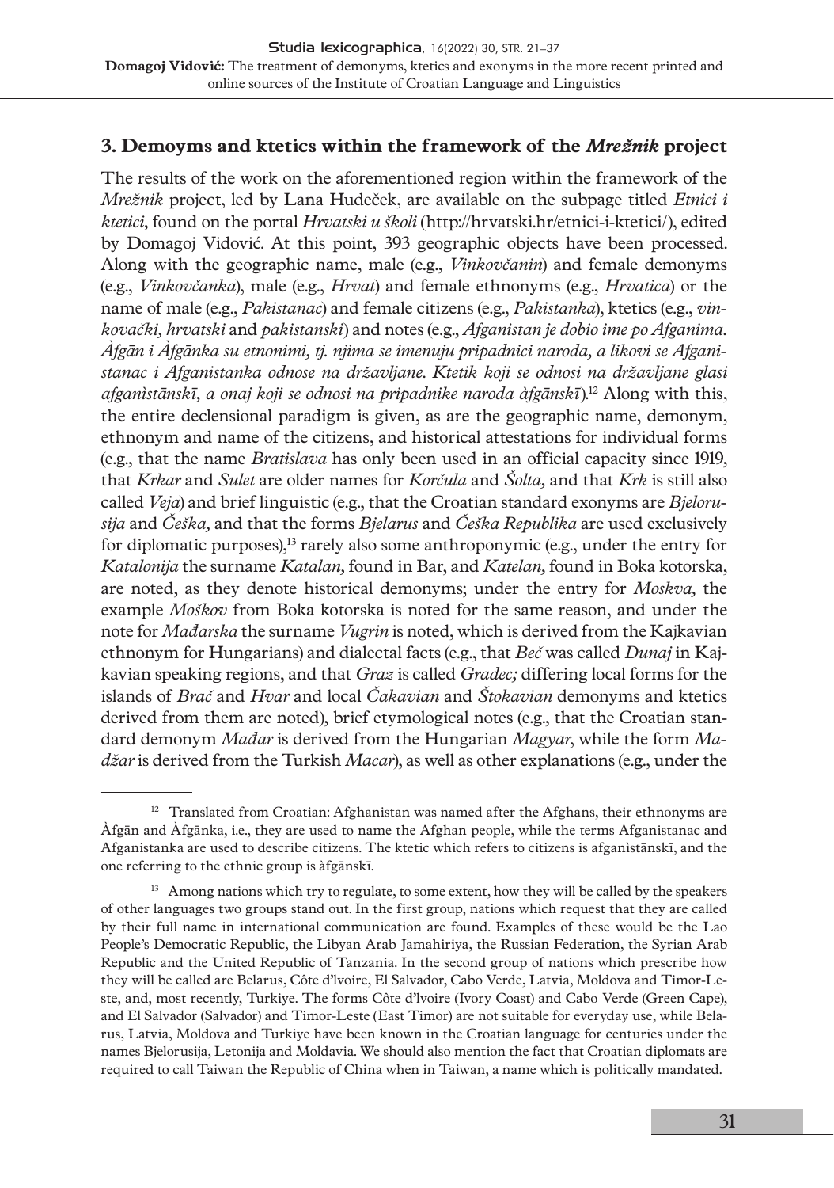## 3. Demoyms and ktetics within the framework of the *Mrežnik* project

The results of the work on the aforementioned region within the framework of the *Mrežnik* project, led by Lana Hudeček, are available on the subpage titled *Etnici i ktetici,* found on the portal *Hrvatski u školi* (http://hrvatski.hr/etnici-i-ktetici/), edited by Domagoj Vidović. At this point, 393 geographic objects have been processed. Along with the geographic name, male (e.g., *Vinkovčanin*) and female demonyms (e.g., *Vinkovčanka*), male (e.g., *Hrvat*) and female ethnonyms (e.g., *Hrvatica*) or the name of male (e.g., *Pakistanac*) and female citizens (e.g., *Pakistanka*), ktetics (e.g., *vinkovački, hrvatski* and *pakistanski*) and notes (e.g., *Afganistan je dobio ime po Afganima. Àfgān i Àfgānka su etnonimi, tj. njima se imenuju pripadnici naroda, a likovi se Afganistanac i Afganistanka odnose na državljane. Ktetik koji se odnosi na državljane glasi afganìstānskī, a onaj koji se odnosi na pripadnike naroda àfgānskī*).[12] Along with this, the entire declensional paradigm is given, as are the geographic name, demonym, ethnonym and name of the citizens, and historical attestations for individual forms (e.g., that the name *Bratislava* has only been used in an official capacity since 1919, that *Krkar* and *Sulet* are older names for *Korčula* and *Šolta,* and that *Krk* is still also called *Veja*) and brief linguistic (e.g., that the Croatian standard exonyms are *Bjelorusija* and *Češka,* and that the forms *Bjelarus* and *Češka Republika* are used exclusively for diplomatic purposes),[13] rarely also some anthroponymic (e.g., under the entry for *Katalonija* the surname *Katalan,* found in Bar, and *Katelan,* found in Boka kotorska, are noted, as they denote historical demonyms; under the entry for *Moskva,* the example *Moškov* from Boka kotorska is noted for the same reason, and under the note for *Mađarska* the surname *Vugrin* is noted, which is derived from the Kajkavian ethnonym for Hungarians) and dialectal facts (e.g., that *Beč* was called *Dunaj* in Kajkavian speaking regions, and that *Graz* is called *Gradec;* differing local forms for the islands of *Brač* and *Hvar* and local *Čakavian* and *Štokavian* demonyms and ktetics derived from them are noted), brief etymological notes (e.g., that the Croatian standard demonym *Mađar* is derived from the Hungarian *Magyar*, while the form *Madžar* is derived from the Turkish *Macar*), as well as other explanations (e.g., under the

---

[12] Translated from Croatian: Afghanistan was named after the Afghans, their ethnonyms are Àfgān and Àfgānka, i.e., they are used to name the Afghan people, while the terms Afganistanac and Afganistanka are used to describe citizens. The ktetic which refers to citizens is afganìstānskī, and the one referring to the ethnic group is àfgānskī.

[13] Among nations which try to regulate, to some extent, how they will be called by the speakers of other languages two groups stand out. In the first group, nations which request that they are called by their full name in international communication are found. Examples of these would be the Lao People's Democratic Republic, the Libyan Arab Jamahiriya, the Russian Federation, the Syrian Arab Republic and the United Republic of Tanzania. In the second group of nations which prescribe how they will be called are Belarus, Côte d'lvoire, El Salvador, Cabo Verde, Latvia, Moldova and Timor-Leste, and, most recently, Turkiye. The forms Côte d'lvoire (Ivory Coast) and Cabo Verde (Green Cape), and El Salvador (Salvador) and Timor-Leste (East Timor) are not suitable for everyday use, while Belarus, Latvia, Moldova and Turkiye have been known in the Croatian language for centuries under the names Bjelorusija, Letonija and Moldavia. We should also mention the fact that Croatian diplomats are required to call Taiwan the Republic of China when in Taiwan, a name which is politically mandated.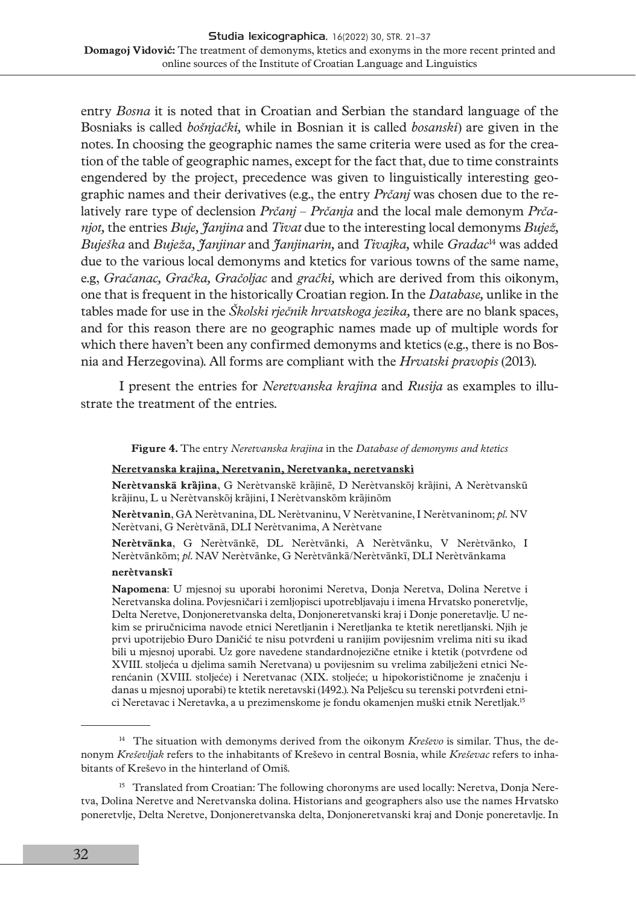entry *Bosna* it is noted that in Croatian and Serbian the standard language of the Bosniaks is called *bošnjački,* while in Bosnian it is called *bosanski*) are given in the notes. In choosing the geographic names the same criteria were used as for the creation of the table of geographic names, except for the fact that, due to time constraints engendered by the project, precedence was given to linguistically interesting geographic names and their derivatives (e.g., the entry *Prčanj* was chosen due to the relatively rare type of declension *Prčanj – Prčanja* and the local male demonym *Prčanjot,* the entries *Buje, Janjina* and *Tivat* due to the interesting local demonyms *Bujež, Buješka* and *Buježa, Janjinar* and *Janjinarin,* and *Tivajka,* while *Gradac*[14] was added due to the various local demonyms and ktetics for various towns of the same name, e.g, *Gračanac, Gračka, Gračoljac* and *grački,* which are derived from this oikonym, one that is frequent in the historically Croatian region. In the *Database,* unlike in the tables made for use in the *Školski rječnik hrvatskoga jezika,* there are no blank spaces, and for this reason there are no geographic names made up of multiple words for which there haven't been any confirmed demonyms and ktetics (e.g., there is no Bosnia and Herzegovina). All forms are compliant with the *Hrvatski pravopis* (2013).

I present the entries for *Neretvanska krajina* and *Rusija* as examples to illustrate the treatment of the entries.

**Figure 4.** The entry *Neretvanska krajina* in the *Database of demonyms and ktetics*

**Neretvanska krajina, Neretvanin, Neretvanka, neretvanski**

**Nerètvanskā krȁjina**, G Nerètvanskē krȁjinē, D Nerètvanskōj krȁjini, A Nerètvanskū krȁjinu, L u Nerètvanskōj krȁjini, I Nerètvanskōm krȁjinōm

**Nerètvanin**, GA Nerètvanina, DL Nerètvaninu, V Nerètvanine, I Nerètvaninom; *pl.* NV Nerètvani, G Nerètvānā, DLI Nerètvanima, A Nerètvane

**Nerètvānka**, G Nerètvānkē, DL Nerètvānki, A Nerètvānku, V Nerètvānko, I Nerètvānkōm; *pl.* NAV Nerètvānke, G Nerètvānkā/Nerètvānkī, DLI Nerètvānkama

**nerètvanskī**

**Napomena**: U mjesnoj su uporabi horonimi Neretva, Donja Neretva, Dolina Neretve i Neretvanska dolina. Povjesničari i zemljopisci upotrebljavaju i imena Hrvatsko poneretvlje, Delta Neretve, Donjoneretvanska delta, Donjoneretvanski kraj i Donje poneretavlje. U nekim se priručnicima navode etnici Neretljanin i Neretljanka te ktetik neretljanski. Njih je prvi upotrijebio Đuro Daničić te nisu potvrđeni u ranijim povijesnim vrelima niti su ikad bili u mjesnoj uporabi. Uz gore navedene standardnojezične etnike i ktetik (potvrđene od XVIII. stoljeća u djelima samih Neretvana) u povijesnim su vrelima zabilježeni etnici Nerenćanin (XVIII. stoljeće) i Neretvanac (XIX. stoljeće; u hipokorističnome je značenju i danas u mjesnoj uporabi) te ktetik neretavski (1492.). Na Pelješcu su terenski potvrđeni etnici Neretavac i Neretavka, a u prezimenskome je fondu okamenjen muški etnik Neretljak.[15]

---

[14] The situation with demonyms derived from the oikonym *Kreševo* is similar. Thus, the denonym *Kreševljak* refers to the inhabitants of Kreševo in central Bosnia, while *Kreševac* refers to inhabitants of Kreševo in the hinterland of Omiš.

[15] Translated from Croatian: The following choronyms are used locally: Neretva, Donja Neretva, Dolina Neretve and Neretvanska dolina. Historians and geographers also use the names Hrvatsko poneretvlje, Delta Neretve, Donjoneretvanska delta, Donjoneretvanski kraj and Donje poneretavlje. In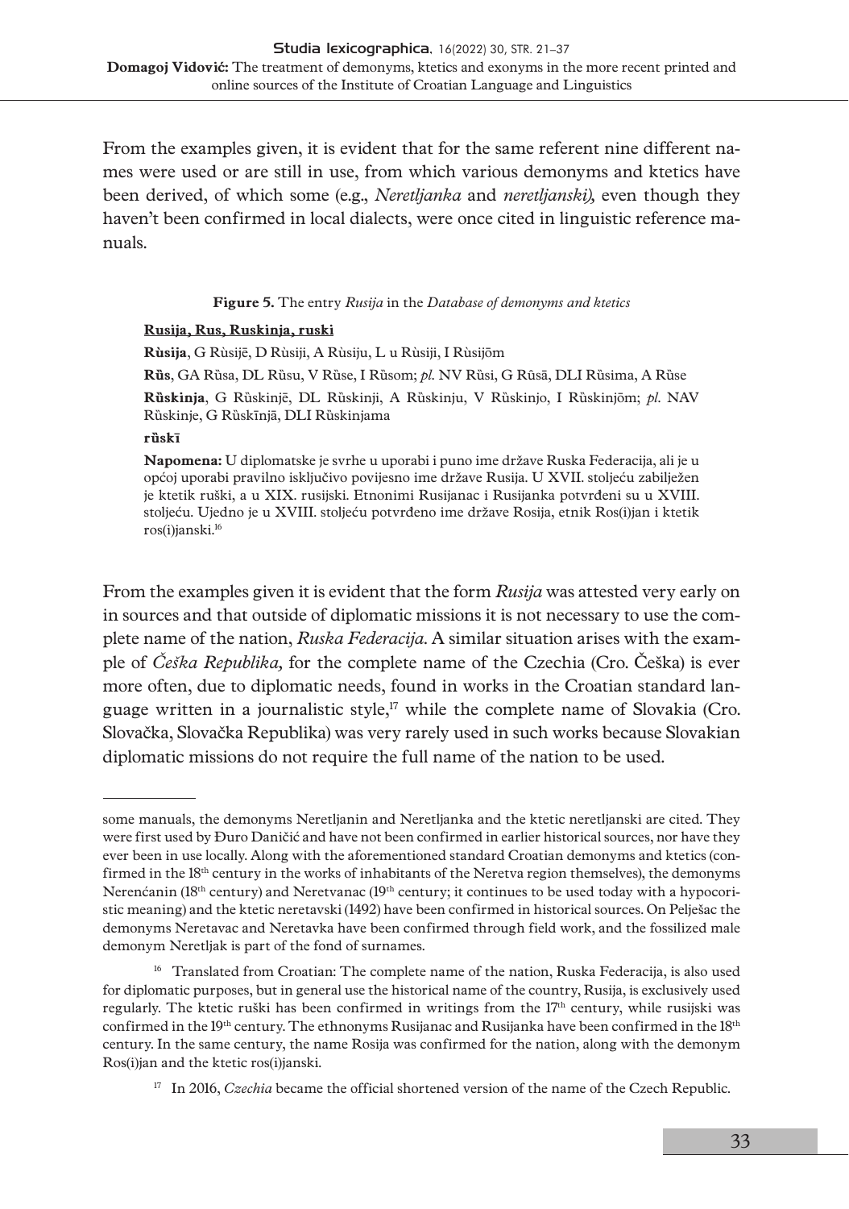From the examples given, it is evident that for the same referent nine different names were used or are still in use, from which various demonyms and ktetics have been derived, of which some (e.g., *Neretljanka* and *neretljanski),* even though they haven't been confirmed in local dialects, were once cited in linguistic reference manuals.

**Figure 5.** The entry *Rusija* in the *Database of demonyms and ktetics*

**Rusija, Rus, Ruskinja, ruski**

**Rùsija**, G Rùsijē, D Rùsiji, A Rùsiju, L u Rùsiji, I Rùsijōm

**Rȗs**, GA Rȗsa, DL Rȗsu, V Rȗse, I Rȗsom; *pl.* NV Rȗsi, G Rȗsā, DLI Rȗsima, A Rȗse

**Rȕskinja**, G Rȕskinjē, DL Rȕskinji, A Rȕskinju, V Rȕskinjo, I Rȕskinjōm; *pl.* NAV Rȕskinje, G Rȕskīnjā, DLI Rȕskinjama

**rȕskī**

**Napomena:** U diplomatske je svrhe u uporabi i puno ime države Ruska Federacija, ali je u općoj uporabi pravilno isključivo povijesno ime države Rusija. U XVII. stoljeću zabilježen je ktetik ruški, a u XIX. rusijski. Etnonimi Rusijanac i Rusijanka potvrđeni su u XVIII. stoljeću. Ujedno je u XVIII. stoljeću potvrđeno ime države Rosija, etnik Ros(i)jan i ktetik ros(i)janski.[16]

From the examples given it is evident that the form *Rusija* was attested very early on in sources and that outside of diplomatic missions it is not necessary to use the complete name of the nation, *Ruska Federacija*. A similar situation arises with the example of *Češka Republika,* for the complete name of the Czechia (Cro. Češka) is ever more often, due to diplomatic needs, found in works in the Croatian standard language written in a journalistic style,[17] while the complete name of Slovakia (Cro. Slovačka, Slovačka Republika) was very rarely used in such works because Slovakian diplomatic missions do not require the full name of the nation to be used.

---

some manuals, the demonyms Neretljanin and Neretljanka and the ktetic neretljanski are cited. They were first used by Đuro Daničić and have not been confirmed in earlier historical sources, nor have they ever been in use locally. Along with the aforementioned standard Croatian demonyms and ktetics (confirmed in the 18th century in the works of inhabitants of the Neretva region themselves), the demonyms Nerenćanin (18th century) and Neretvanac (19th century; it continues to be used today with a hypocoristic meaning) and the ktetic neretavski (1492) have been confirmed in historical sources. On Pelješac the demonyms Neretavac and Neretavka have been confirmed through field work, and the fossilized male demonym Neretljak is part of the fond of surnames.

[16] Translated from Croatian: The complete name of the nation, Ruska Federacija, is also used for diplomatic purposes, but in general use the historical name of the country, Rusija, is exclusively used regularly. The ktetic ruški has been confirmed in writings from the 17th century, while rusijski was confirmed in the 19th century. The ethnonyms Rusijanac and Rusijanka have been confirmed in the 18th century. In the same century, the name Rosija was confirmed for the nation, along with the demonym Ros(i)jan and the ktetic ros(i)janski.

[17] In 2016, *Czechia* became the official shortened version of the name of the Czech Republic.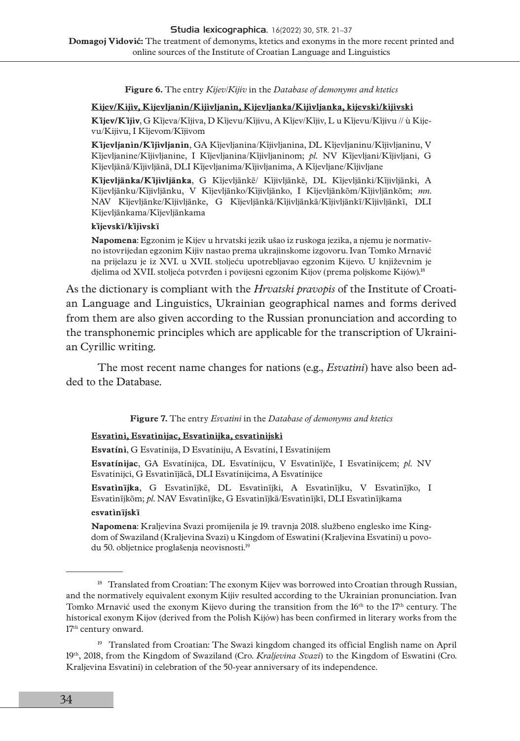**Figure 6.** The entry *Kijev/Kijiv* in the *Database of demonyms and ktetics*

**Kijev/Kijiv, Kijevljanin/Kijivljanin, Kijevljanka/Kijivljanka, kijevski/kijivski**

**Kȉjev/Kȉjiv**, G Kȉjeva/Kȉjiva, D Kȉjevu/Kȉjivu, A Kȉjev/Kȉjiv, L u Kȉjevu/Kȉjivu // ù Kijevu/Kijivu, I Kȉjevom/Kȉjivom

**Kȉjevljanin/Kȉjivljanin**, GA Kȉjevljanina/Kȉjivljanina, DL Kȉjevljaninu/Kȉjivljaninu, V Kȉjevljanine/Kȉjivljanine, I Kȉjevljanina/Kȉjivljaninom; *pl.* NV Kȉjevljani/Kȉjivljani, G Kȉjevljānā/Kȉjivljānā, DLI Kȉjevljanima/Kȉjivljanima, A Kȉjevljane/Kȉjivljane

**Kȉjevljānka/Kȉjivljānka**, G Kȉjevljānkē/ Kȉjivljānkē, DL Kȉjevljānki/Kȉjivljānki, A Kȉjevljānku/Kȉjivljānku, V Kȉjevljānko/Kȉjivljānko, I Kȉjevljānkōm/Kȉjivljānkōm; *mn.* NAV Kȉjevljānke/Kȉjivljānke, G Kȉjevljānkā/Kȉjivljānkā/Kȉjivljānkī/Kȉjivljānkī, DLI Kȉjevljānkama/Kȉjevljānkama

**kȉjevskī/kȉjivskī**

**Napomena**: Egzonim je Kijev u hrvatski jezik ušao iz ruskoga jezika, a njemu je normativno istovrijedan egzonim Kijiv nastao prema ukrajinskome izgovoru. Ivan Tomko Mrnavić na prijelazu je iz XVI. u XVII. stoljeću upotrebljavao egzonim Kijevo. U književnim je djelima od XVII. stoljeća potvrđen i povijesni egzonim Kijov (prema poljskome Kijów).[18]

As the dictionary is compliant with the *Hrvatski pravopis* of the Institute of Croatian Language and Linguistics, Ukrainian geographical names and forms derived from them are also given according to the Russian pronunciation and according to the transphonemic principles which are applicable for the transcription of Ukrainian Cyrillic writing.

The most recent name changes for nations (e.g., *Esvatini*) have also been added to the Database.

**Figure 7.** The entry *Esvatini* in the *Database of demonyms and ktetics*

**Esvatini, Esvatinijac, Esvatinijka, esvatinijski**

**Esvatíni**, G Esvatínija, D Esvatíniju, A Esvatíni, I Esvatínijem

**Esvatínijac**, GA Esvatínijca, DL Esvatínijcu, V Esvatìnījče, I Esvatínijcem; *pl.* NV Esvatínijci, G Esvatìnījācā, DLI Esvatínijcima, A Esvatínijce

**Esvatìnījka**, G Esvatìnījkē, DL Esvatìnījki, A Esvatìnījku, V Esvatìnījko, I Esvatìnījkōm; *pl.* NAV Esvatìnījke, G Esvatìnījkā/Esvatìnījkī, DLI Esvatìnījkama

**esvatìnījskī**

**Napomena**: Kraljevina Svazi promijenila je 19. travnja 2018. službeno englesko ime Kingdom of Swaziland (Kraljevina Svazi) u Kingdom of Eswatini (Kraljevina Esvatini) u povodu 50. obljetnice proglašenja neovisnosti.[19]

---

[18] Translated from Croatian: The exonym Kijev was borrowed into Croatian through Russian, and the normatively equivalent exonym Kijiv resulted according to the Ukrainian pronunciation. Ivan Tomko Mrnavić used the exonym Kijevo during the transition from the 16th to the 17th century. The historical exonym Kijov (derived from the Polish Kijów) has been confirmed in literary works from the 17th century onward.

[19] Translated from Croatian: The Swazi kingdom changed its official English name on April 19th, 2018, from the Kingdom of Swaziland (Cro. *Kraljevina Svazi*) to the Kingdom of Eswatini (Cro. Kraljevina Esvatini) in celebration of the 50-year anniversary of its independence.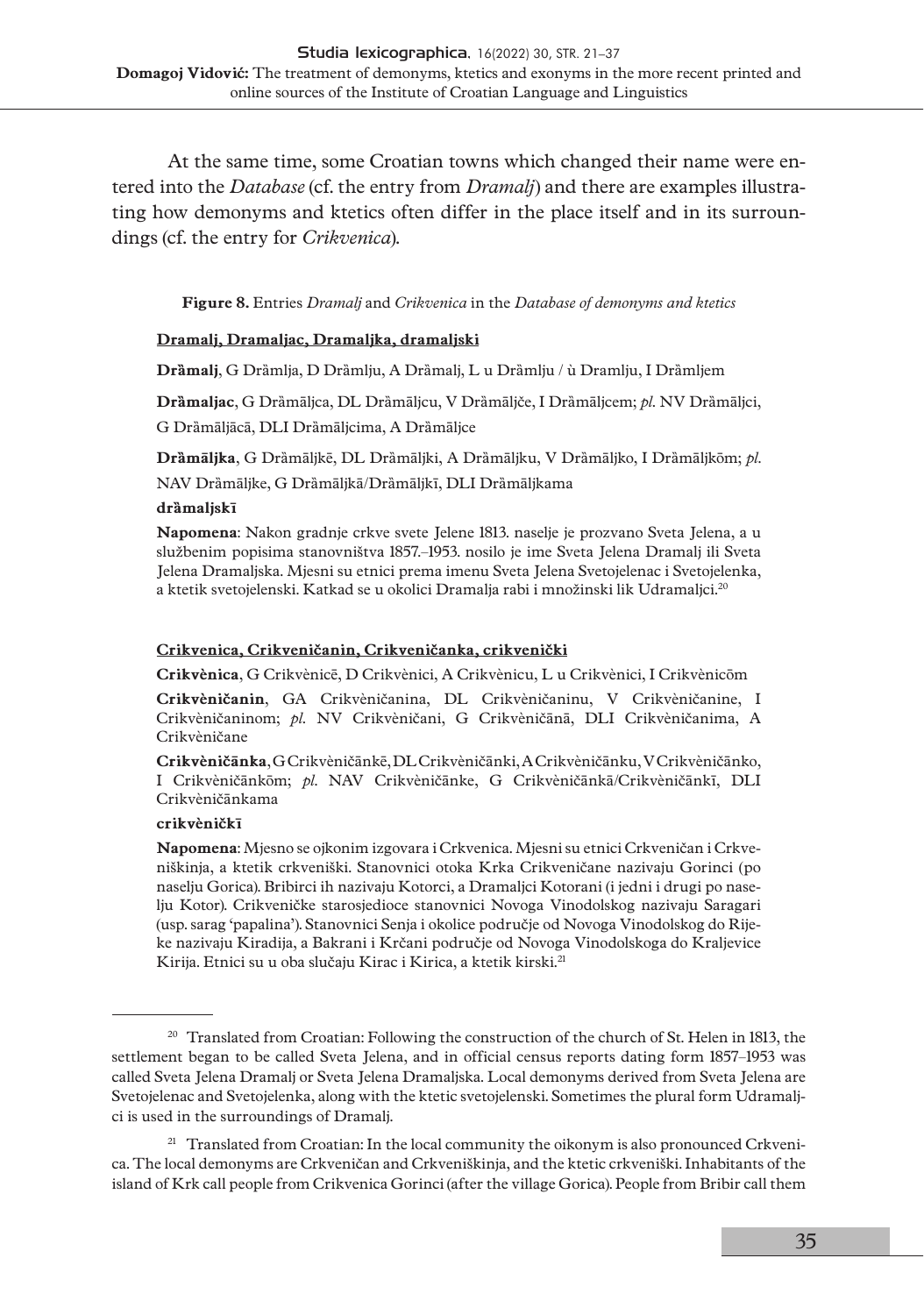At the same time, some Croatian towns which changed their name were entered into the *Database* (cf. the entry from *Dramalj*) and there are examples illustrating how demonyms and ktetics often differ in the place itself and in its surroundings (cf. the entry for *Crikvenica*).

**Figure 8.** Entries *Dramalj* and *Crikvenica* in the *Database of demonyms and ktetics*

**Dramalj, Dramaljac, Dramaljka, dramaljski**

**Drȁmalj**, G Drȁmlja, D Drȁmlju, A Drȁmalj, L u Drȁmlju / ù Dramlju, I Drȁmljem

**Drȁmaljac**, G Drȁmāljca, DL Drȁmāljcu, V Drȁmāljče, I Drȁmāljcem; *pl.* NV Drȁmāljci, G Drȁmāljācā, DLI Drȁmāljcima, A Drȁmāljce

**Drȁmāljka**, G Drȁmāljkē, DL Drȁmāljki, A Drȁmāljku, V Drȁmāljko, I Drȁmāljkōm; *pl.* NAV Drȁmāljke, G Drȁmāljkā/Drȁmāljkī, DLI Drȁmāljkama

**drȁmaljskī**

**Napomena**: Nakon gradnje crkve svete Jelene 1813. naselje je prozvano Sveta Jelena, a u službenim popisima stanovništva 1857.–1953. nosilo je ime Sveta Jelena Dramalj ili Sveta Jelena Dramaljska. Mjesni su etnici prema imenu Sveta Jelena Svetojelenac i Svetojelenka, a ktetik svetojelenski. Katkad se u okolici Dramalja rabi i množinski lik Udramaljci.[20]

**Crikvenica, Crikveničanin, Crikveničanka, crikvenički**

**Crikvènica**, G Crikvènicē, D Crikvènici, A Crikvènicu, L u Crikvènici, I Crikvènicōm

**Crikvèničanin**, GA Crikvèničanina, DL Crikvèničaninu, V Crikvèničanine, I Crikvèničaninom; *pl.* NV Crikvèničani, G Crikvèničānā, DLI Crikvèničanima, A Crikvèničane

**Crikvèničānka**, G Crikvèničānkē, DL Crikvèničānki, A Crikvèničānku, V Crikvèničānko, I Crikvèničānkōm; *pl.* NAV Crikvèničānke, G Crikvèničānkā/Crikvèničānkī, DLI Crikvèničānkama

**crikvèničkī**

**Napomena**: Mjesno se ojkonim izgovara i Crkvenica. Mjesni su etnici Crkveničan i Crkveniškinja, a ktetik crkveniški. Stanovnici otoka Krka Crikveničane nazivaju Gorinci (po naselju Gorica). Bribirci ih nazivaju Kotorci, a Dramaljci Kotorani (i jedni i drugi po naselju Kotor). Crikveničke starosjedioce stanovnici Novoga Vinodolskog nazivaju Saragari (usp. sarag 'papalina'). Stanovnici Senja i okolice područje od Novoga Vinodolskog do Rijeke nazivaju Kiradija, a Bakrani i Krčani područje od Novoga Vinodolskoga do Kraljevice Kirija. Etnici su u oba slučaju Kirac i Kirica, a ktetik kirski.[21]

---

[20] Translated from Croatian: Following the construction of the church of St. Helen in 1813, the settlement began to be called Sveta Jelena, and in official census reports dating form 1857–1953 was called Sveta Jelena Dramalj or Sveta Jelena Dramaljska. Local demonyms derived from Sveta Jelena are Svetojelenac and Svetojelenka, along with the ktetic svetojelenski. Sometimes the plural form Udramaljci is used in the surroundings of Dramalj.

[21] Translated from Croatian: In the local community the oikonym is also pronounced Crkvenica. The local demonyms are Crkveničan and Crkveniškinja, and the ktetic crkveniški. Inhabitants of the island of Krk call people from Crikvenica Gorinci (after the village Gorica). People from Bribir call them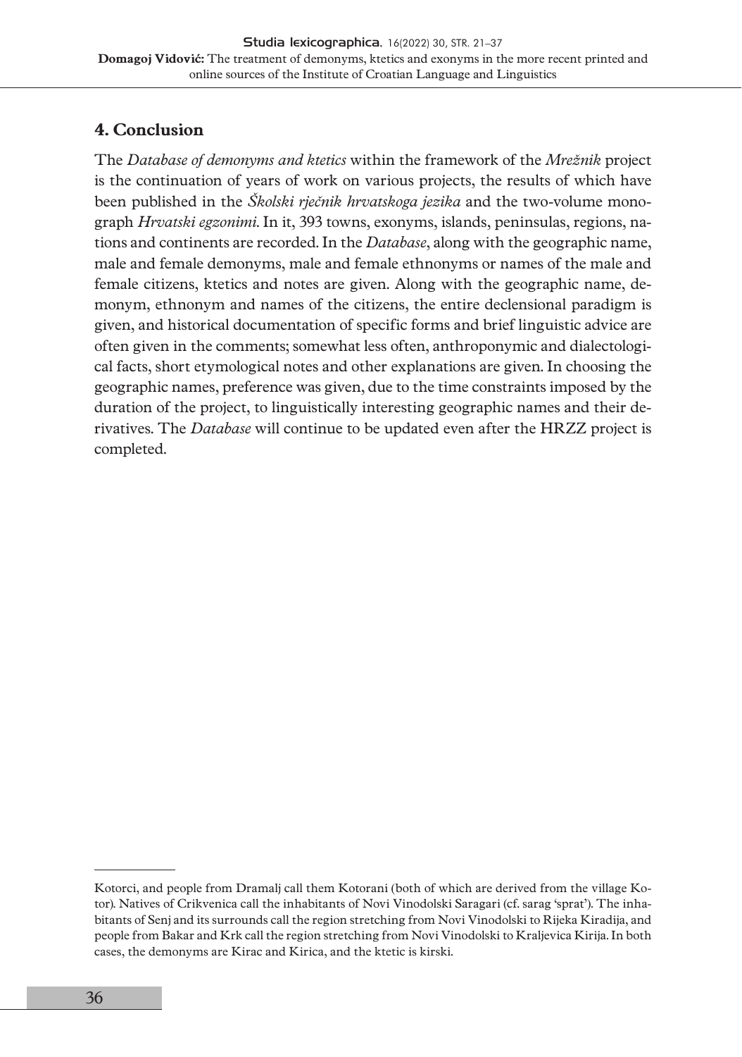## 4. Conclusion

The *Database of demonyms and ktetics* within the framework of the *Mrežnik* project is the continuation of years of work on various projects, the results of which have been published in the *Školski rječnik hrvatskoga jezika* and the two-volume monograph *Hrvatski egzonimi*. In it, 393 towns, exonyms, islands, peninsulas, regions, nations and continents are recorded. In the *Database*, along with the geographic name, male and female demonyms, male and female ethnonyms or names of the male and female citizens, ktetics and notes are given. Along with the geographic name, demonym, ethnonym and names of the citizens, the entire declensional paradigm is given, and historical documentation of specific forms and brief linguistic advice are often given in the comments; somewhat less often, anthroponymic and dialectological facts, short etymological notes and other explanations are given. In choosing the geographic names, preference was given, due to the time constraints imposed by the duration of the project, to linguistically interesting geographic names and their derivatives. The *Database* will continue to be updated even after the HRZZ project is completed.

---

Kotorci, and people from Dramalj call them Kotorani (both of which are derived from the village Kotor). Natives of Crikvenica call the inhabitants of Novi Vinodolski Saragari (cf. sarag 'sprat'). The inhabitants of Senj and its surrounds call the region stretching from Novi Vinodolski to Rijeka Kiradija, and people from Bakar and Krk call the region stretching from Novi Vinodolski to Kraljevica Kirija. In both cases, the demonyms are Kirac and Kirica, and the ktetic is kirski.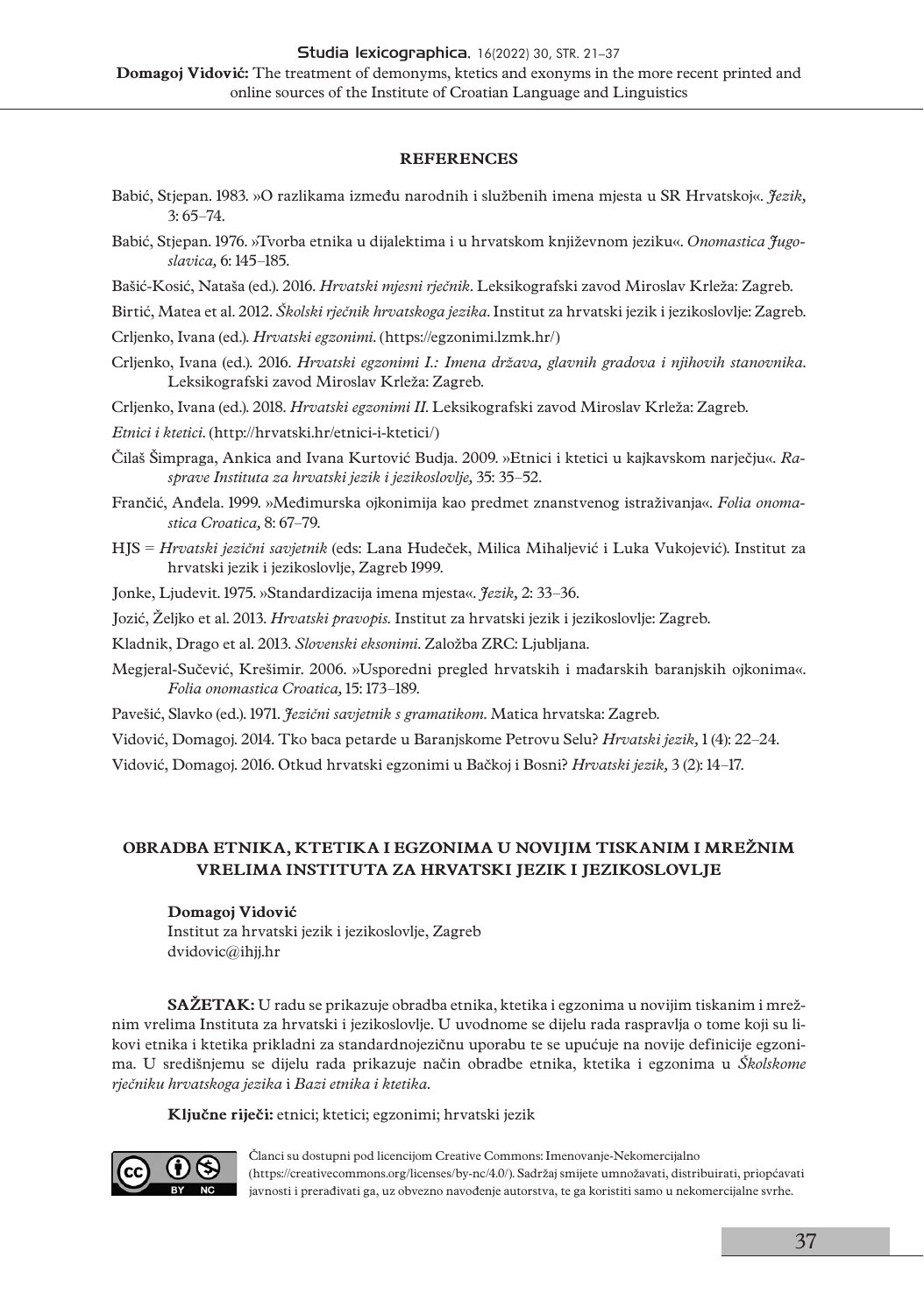**REFERENCES**

Babić, Stjepan. 1983. »O razlikama između narodnih i službenih imena mjesta u SR Hrvatskoj«. *Jezik,* 3: 65–74.

Babić, Stjepan. 1976. »Tvorba etnika u dijalektima i u hrvatskom književnom jeziku«. *Onomastica Jugoslavica,* 6: 145–185.

Bašić-Kosić, Nataša (ed.). 2016. *Hrvatski mjesni rječnik*. Leksikografski zavod Miroslav Krleža: Zagreb.

Birtić, Matea et al. 2012. *Školski rječnik hrvatskoga jezika*. Institut za hrvatski jezik i jezikoslovlje: Zagreb.

Crljenko, Ivana (ed.). *Hrvatski egzonimi*. (https://egzonimi.lzmk.hr/)

Crljenko, Ivana (ed.). 2016. *Hrvatski egzonimi I.: Imena država, glavnih gradova i njihovih stanovnika*. Leksikografski zavod Miroslav Krleža: Zagreb.

Crljenko, Ivana (ed.). 2018. *Hrvatski egzonimi II*. Leksikografski zavod Miroslav Krleža: Zagreb.

*Etnici i ktetici*. (http://hrvatski.hr/etnici-i-ktetici/)

Čilaš Šimpraga, Ankica and Ivana Kurtović Budja. 2009. »Etnici i ktetici u kajkavskom narječju«. *Rasprave Instituta za hrvatski jezik i jezikoslovlje,* 35: 35–52.

Frančić, Anđela. 1999. »Međimurska ojkonimija kao predmet znanstvenog istraživanja«. *Folia onomastica Croatica,* 8: 67–79.

HJS = *Hrvatski jezični savjetnik* (eds: Lana Hudeček, Milica Mihaljević i Luka Vukojević). Institut za hrvatski jezik i jezikoslovlje, Zagreb 1999.

Jonke, Ljudevit. 1975. »Standardizacija imena mjesta«. *Jezik,* 2: 33–36.

Jozić, Željko et al. 2013. *Hrvatski pravopis*. Institut za hrvatski jezik i jezikoslovlje: Zagreb.

Kladnik, Drago et al. 2013. *Slovenski eksonimi*. Založba ZRC: Ljubljana.

Megjeral-Sučević, Krešimir. 2006. »Usporedni pregled hrvatskih i mađarskih baranjskih ojkonima«. *Folia onomastica Croatica,* 15: 173–189.

Pavešić, Slavko (ed.). 1971. *Jezični savjetnik s gramatikom*. Matica hrvatska: Zagreb.

Vidović, Domagoj. 2014. Tko baca petarde u Baranjskome Petrovu Selu? *Hrvatski jezik,* 1 (4): 22–24.

Vidović, Domagoj. 2016. Otkud hrvatski egzonimi u Bačkoj i Bosni? *Hrvatski jezik,* 3 (2): 14–17.

## OBRADBA ETNIKA, KTETIKA I EGZONIMA U NOVIJIM TISKANIM I MREŽNIM VRELIMA INSTITUTA ZA HRVATSKI JEZIK I JEZIKOSLOVLJE

**Domagoj Vidović**
Institut za hrvatski jezik i jezikoslovlje, Zagreb
dvidovic@ihjj.hr

**SAŽETAK:** U radu se prikazuje obradba etnika, ktetika i egzonima u novijim tiskanim i mrežnim vrelima Instituta za hrvatski i jezikoslovlje. U uvodnome se dijelu rada raspravlja o tome koji su likovi etnika i ktetika prikladni za standardnojezičnu uporabu te se upućuje na novije definicije egzonima. U središnjemu se dijelu rada prikazuje način obradbe etnika, ktetika i egzonima u *Školskome rječniku hrvatskoga jezika* i *Bazi etnika i ktetika*.

**Ključne riječi:** etnici; ktetici; egzonimi; hrvatski jezik

Članci su dostupni pod licencijom Creative Commons: Imenovanje-Nekomercijalno (https://creativecommons.org/licenses/by-nc/4.0/). Sadržaj smijete umnožavati, distribuirati, priopćavati javnosti i prerađivati ga, uz obvezno navođenje autorstva, te ga koristiti samo u nekomercijalne svrhe.